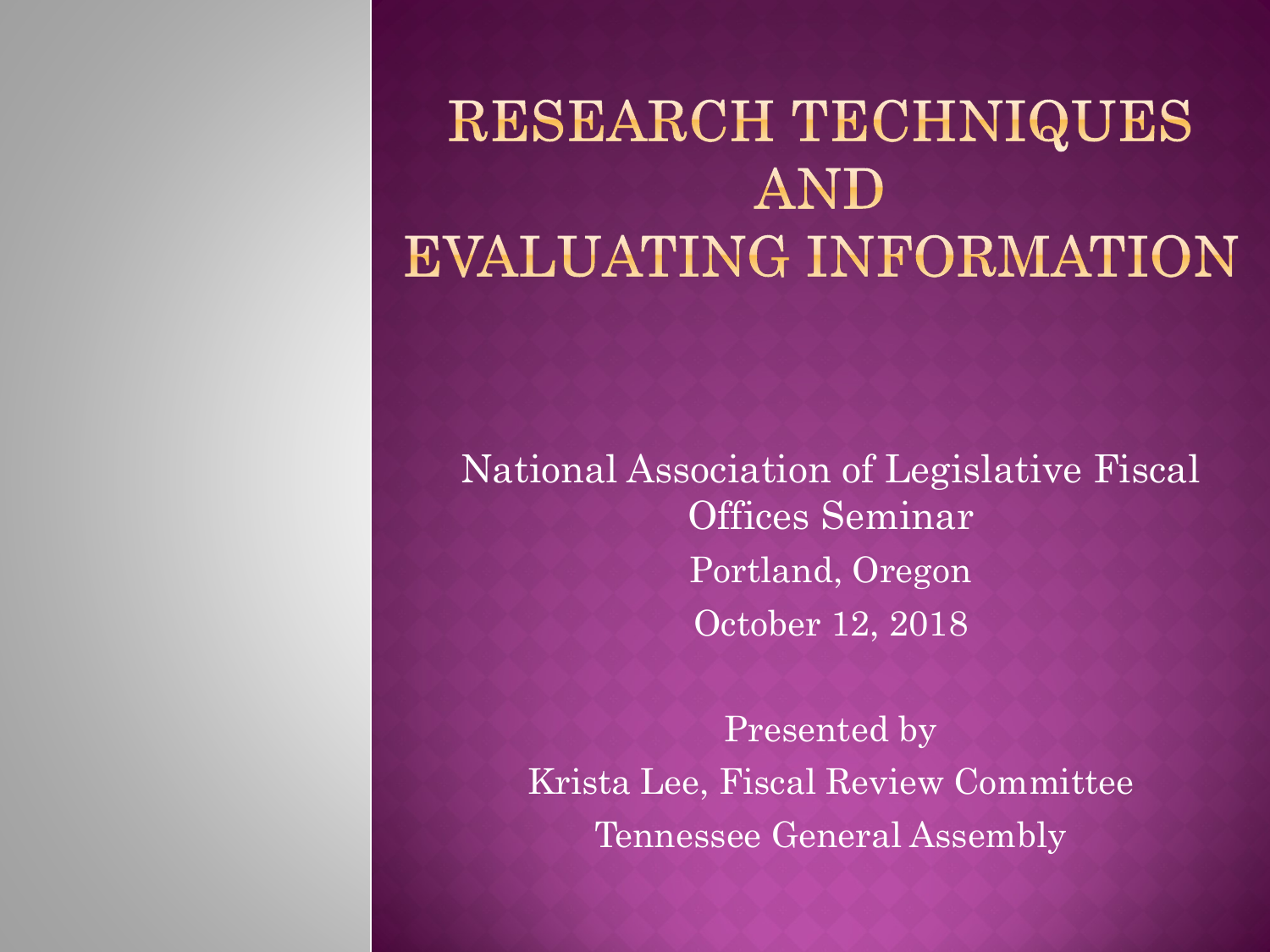# RESEARCH TECHNIQUES AND EVALUATING INFORMATION

National Association of Legislative Fiscal Offices Seminar

Portland, Oregon

October 12, 2018

Presented by

Krista Lee, Fiscal Review Committee

Tennessee General Assembly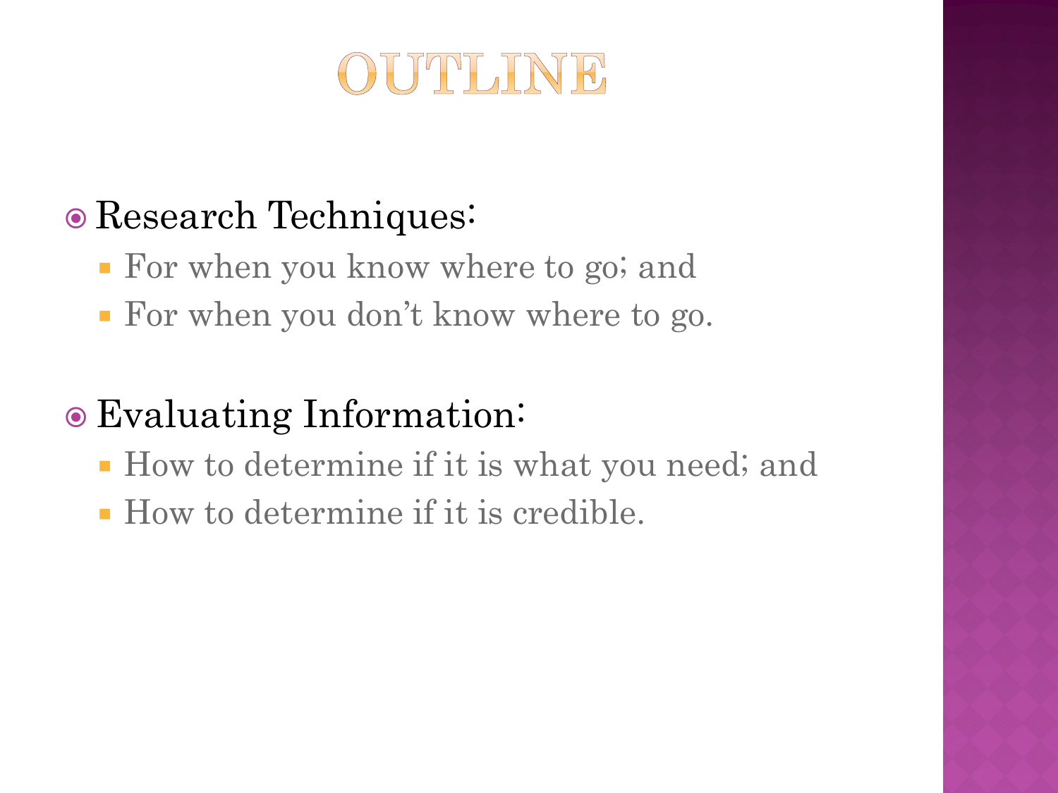# OUTLINE

- Research Techniques:
  - For when you know where to go; and
  - For when you don't know where to go.
- Evaluating Information:
  - How to determine if it is what you need; and
  - How to determine if it is credible.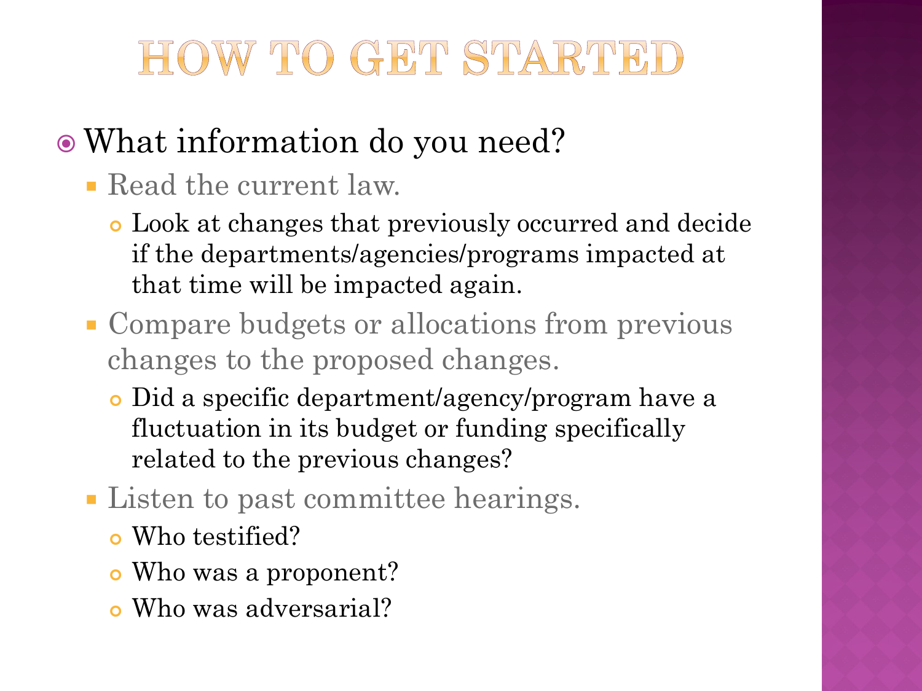# HOW TO GET STARTED

- What information do you need?
  - Read the current law.
    - Look at changes that previously occurred and decide if the departments/agencies/programs impacted at that time will be impacted again.
  - Compare budgets or allocations from previous changes to the proposed changes.
    - Did a specific department/agency/program have a fluctuation in its budget or funding specifically related to the previous changes?
  - Listen to past committee hearings.
    - Who testified?
    - Who was a proponent?
    - Who was adversarial?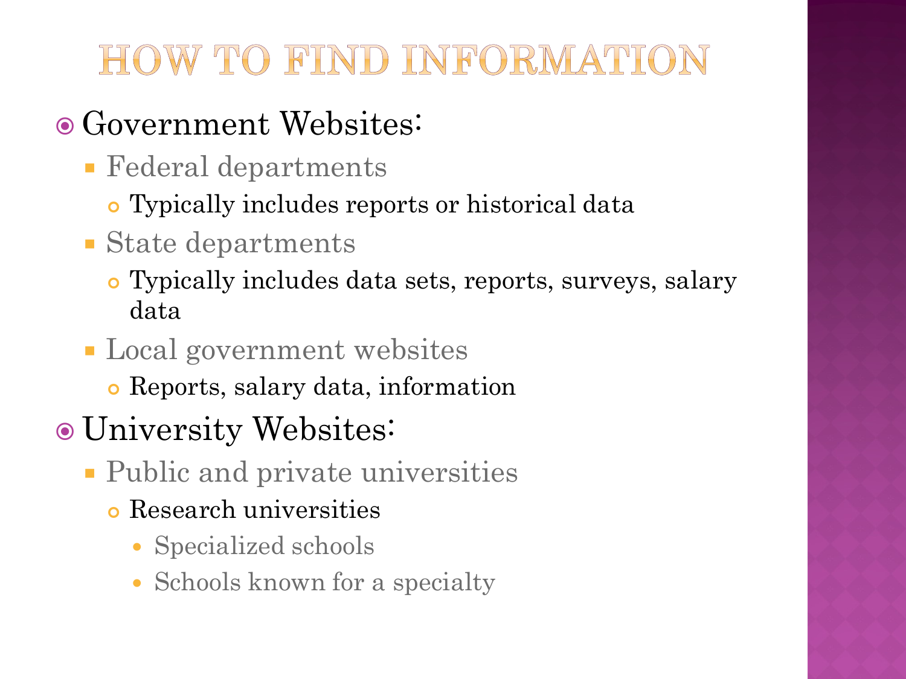# HOW TO FIND INFORMATION

- Government Websites:
  - Federal departments
    - Typically includes reports or historical data
  - State departments
    - Typically includes data sets, reports, surveys, salary data
  - Local government websites
    - Reports, salary data, information
- University Websites:
  - Public and private universities
    - Research universities
      - Specialized schools
      - Schools known for a specialty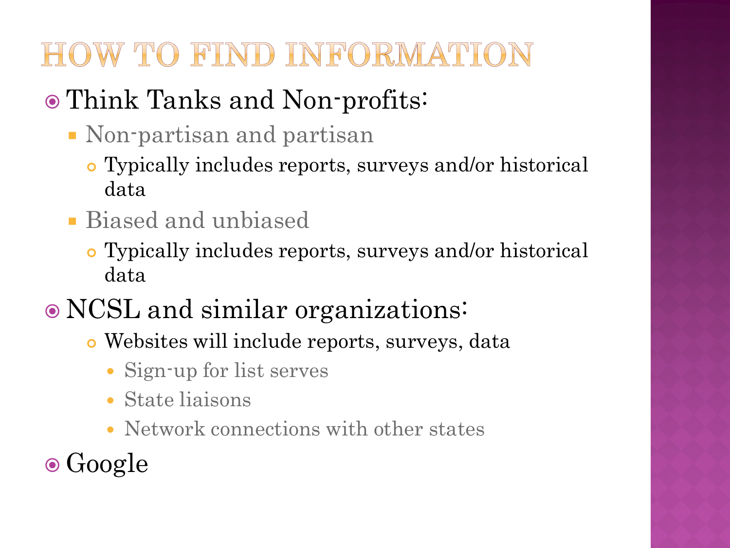# HOW TO FIND INFORMATION

- Think Tanks and Non-profits:
  - Non-partisan and partisan
    - Typically includes reports, surveys and/or historical data
  - Biased and unbiased
    - Typically includes reports, surveys and/or historical data
- NCSL and similar organizations:
    - Websites will include reports, surveys, data
      - Sign-up for list serves
      - State liaisons
      - Network connections with other states
- Google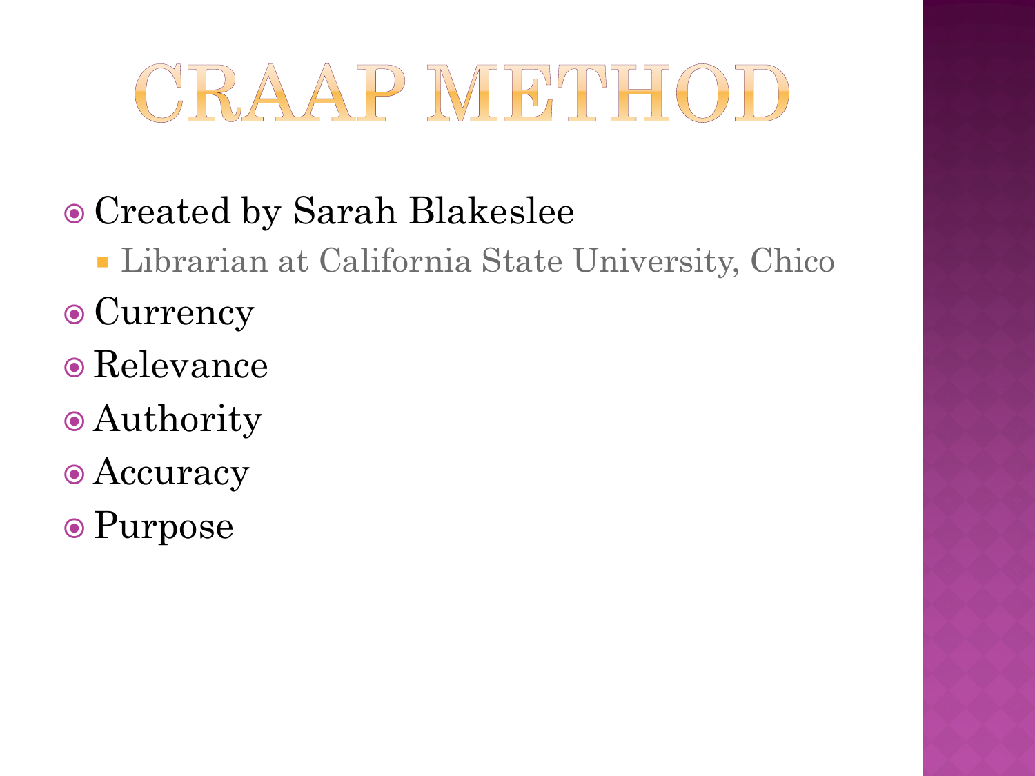# CRAAP METHOD

- Created by Sarah Blakeslee
  - Librarian at California State University, Chico
- Currency
- Relevance
- Authority
- Accuracy
- Purpose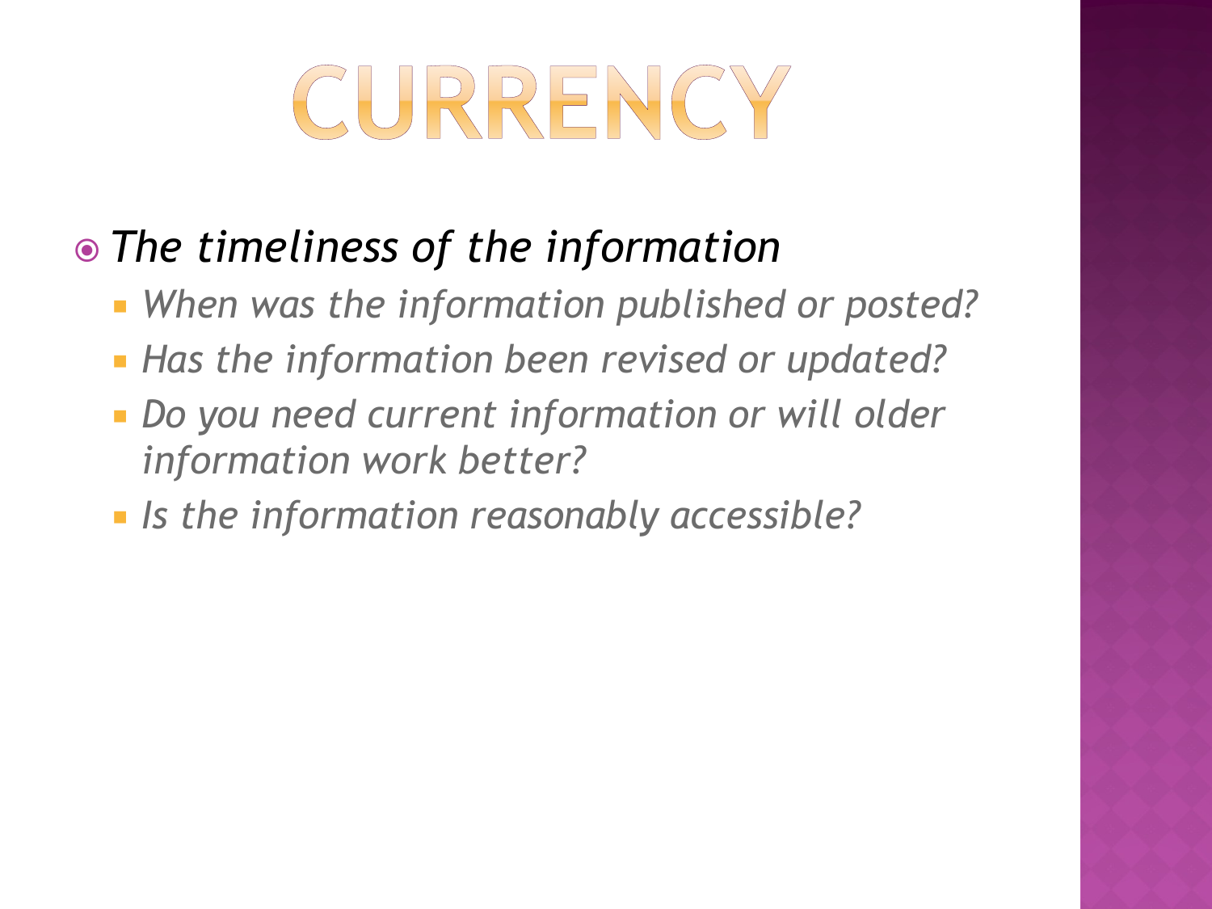# CURRENCY

- *The timeliness of the information*
  - *When was the information published or posted?*
  - *Has the information been revised or updated?*
  - *Do you need current information or will older information work better?*
  - *Is the information reasonably accessible?*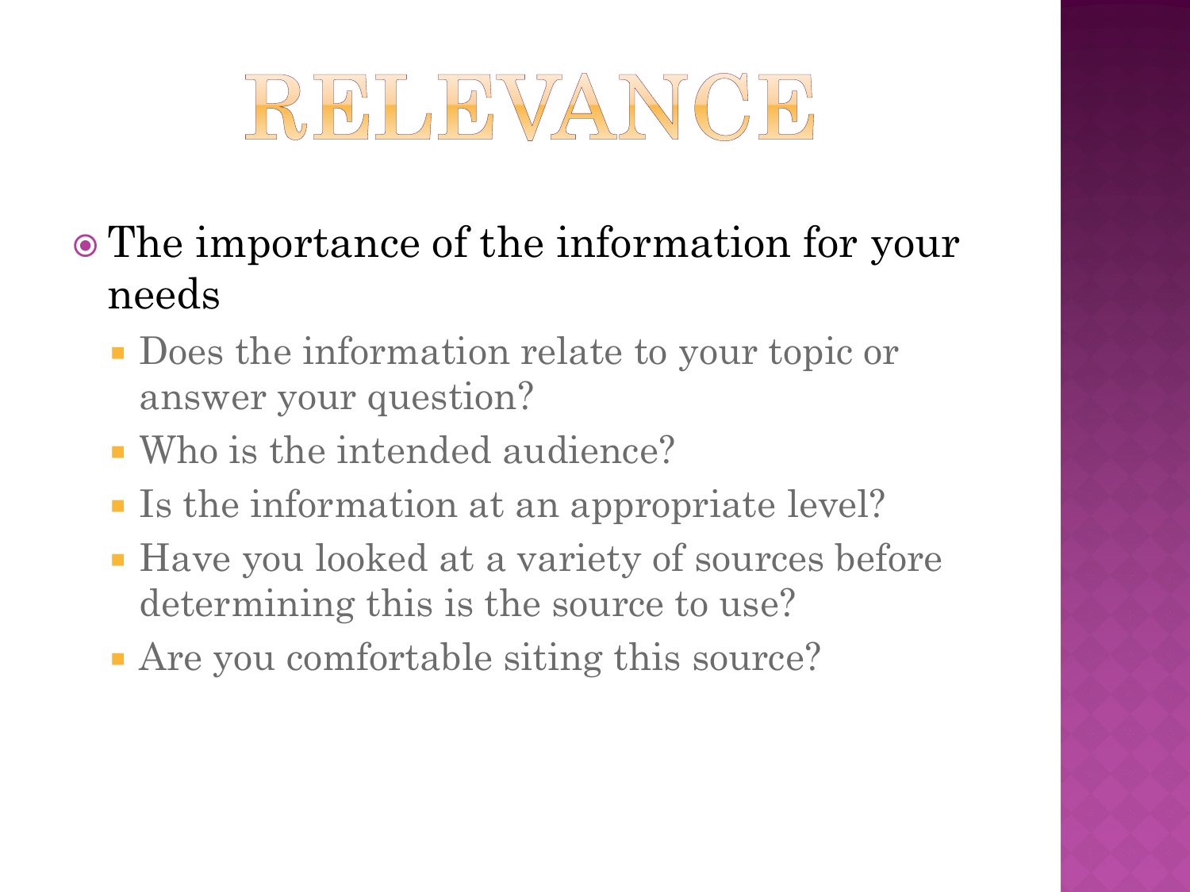# RELEVANCE

- The importance of the information for your needs
  - Does the information relate to your topic or answer your question?
  - Who is the intended audience?
  - Is the information at an appropriate level?
  - Have you looked at a variety of sources before determining this is the source to use?
  - Are you comfortable siting this source?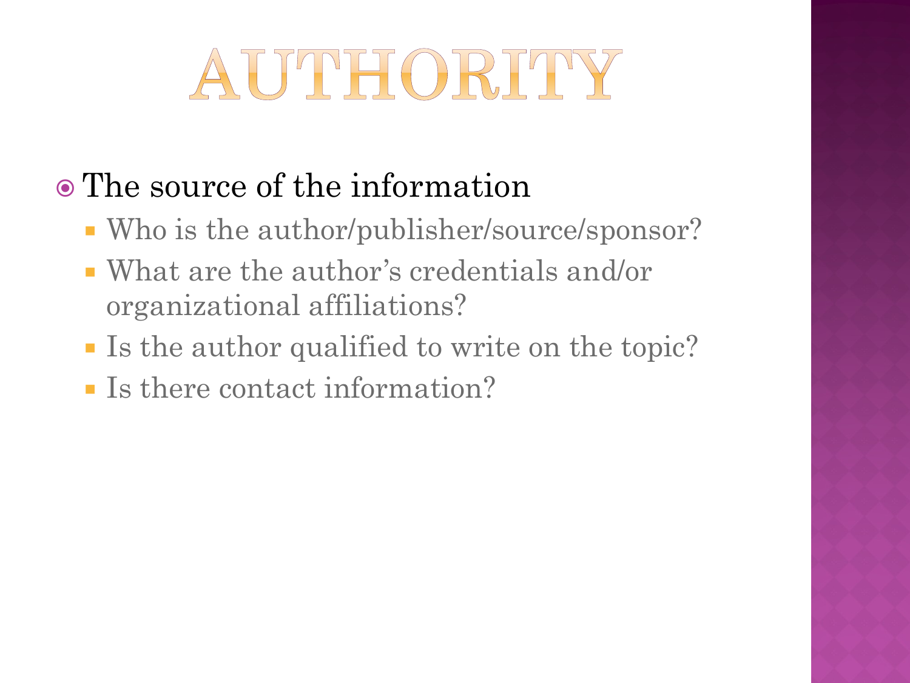# AUTHORITY

- The source of the information
  - Who is the author/publisher/source/sponsor?
  - What are the author's credentials and/or organizational affiliations?
  - Is the author qualified to write on the topic?
  - Is there contact information?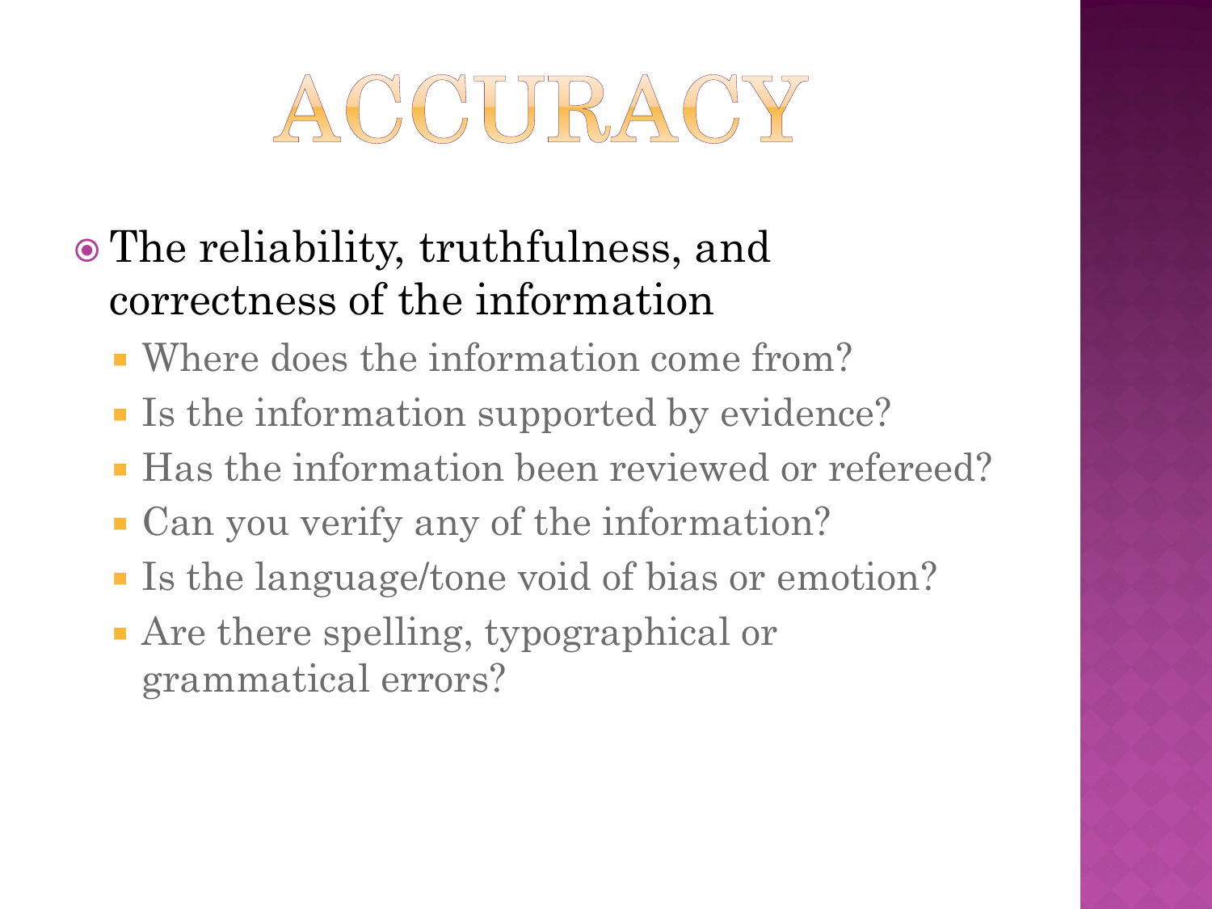# ACCURACY

- The reliability, truthfulness, and correctness of the information
  - Where does the information come from?
  - Is the information supported by evidence?
  - Has the information been reviewed or refereed?
  - Can you verify any of the information?
  - Is the language/tone void of bias or emotion?
  - Are there spelling, typographical or grammatical errors?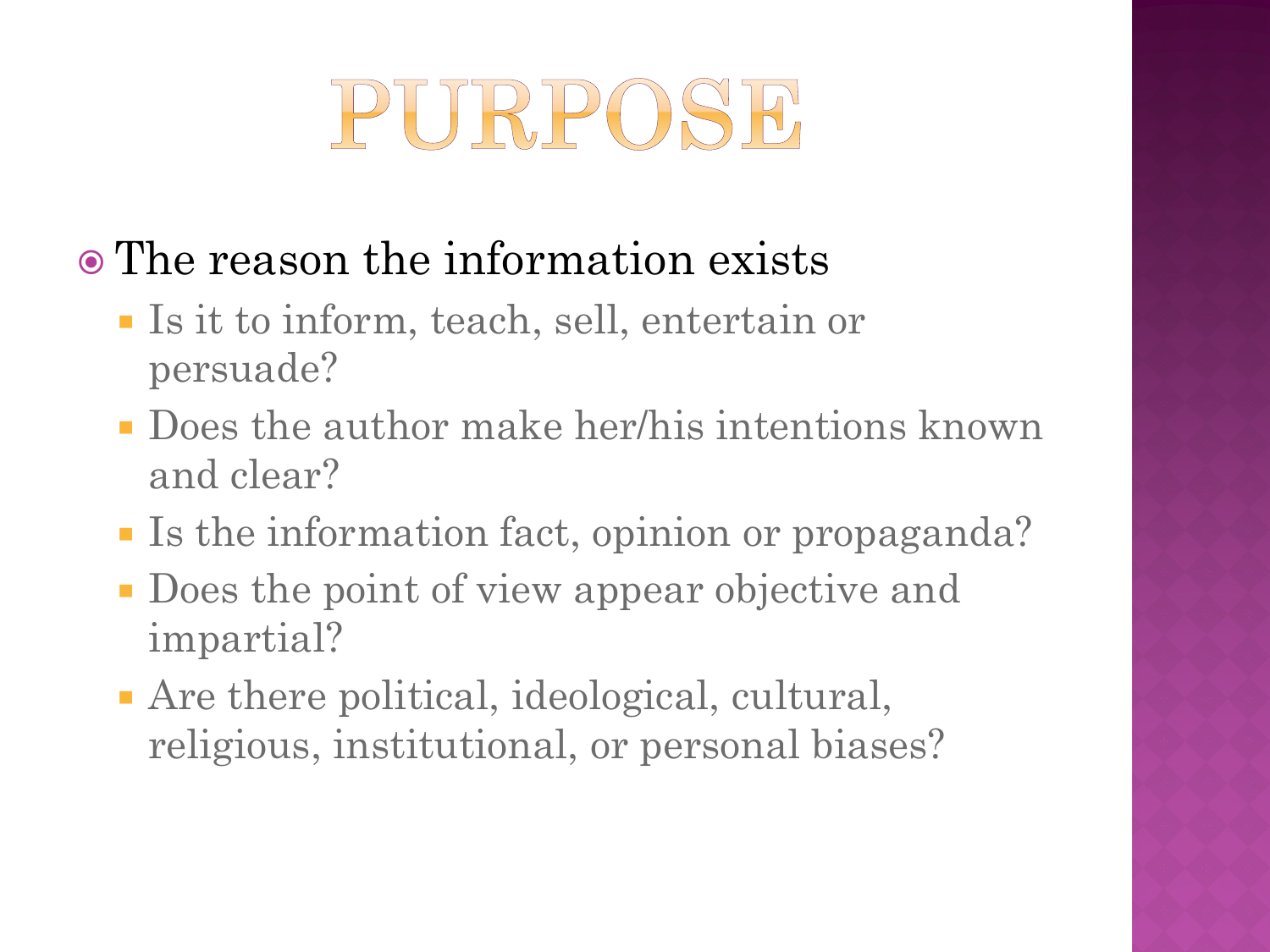# PURPOSE

- The reason the information exists
  - Is it to inform, teach, sell, entertain or persuade?
  - Does the author make her/his intentions known and clear?
  - Is the information fact, opinion or propaganda?
  - Does the point of view appear objective and impartial?
  - Are there political, ideological, cultural, religious, institutional, or personal biases?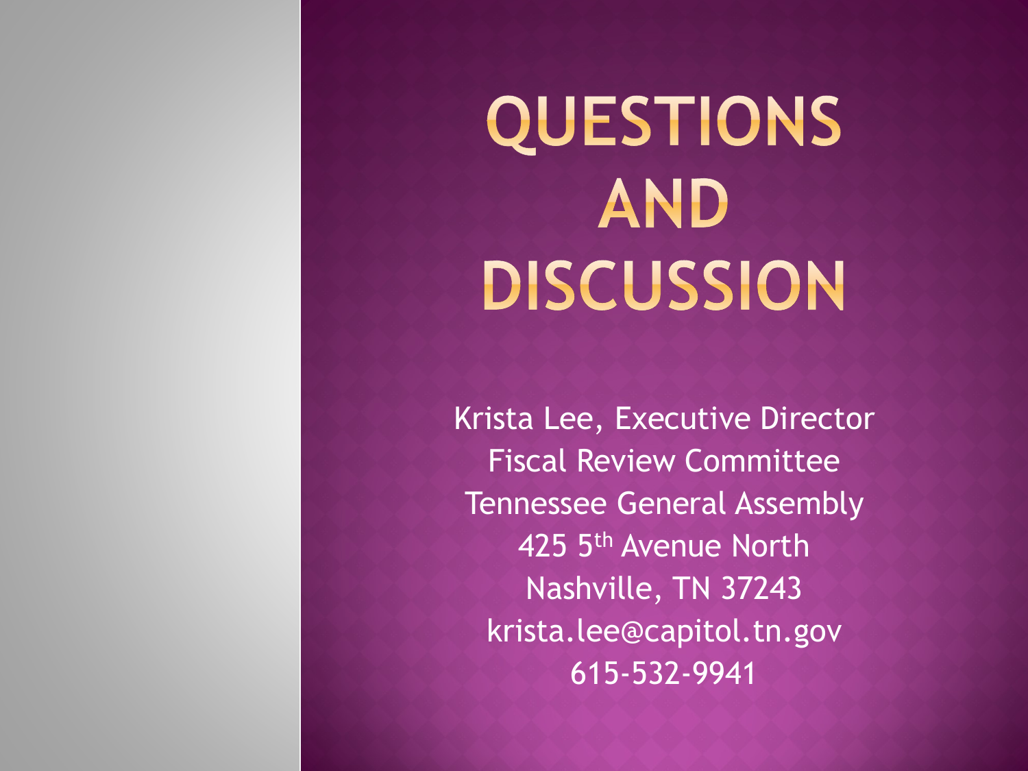# QUESTIONS AND DISCUSSION

Krista Lee, Executive Director
Fiscal Review Committee
Tennessee General Assembly
425 5th Avenue North
Nashville, TN 37243
krista.lee@capitol.tn.gov
615-532-9941